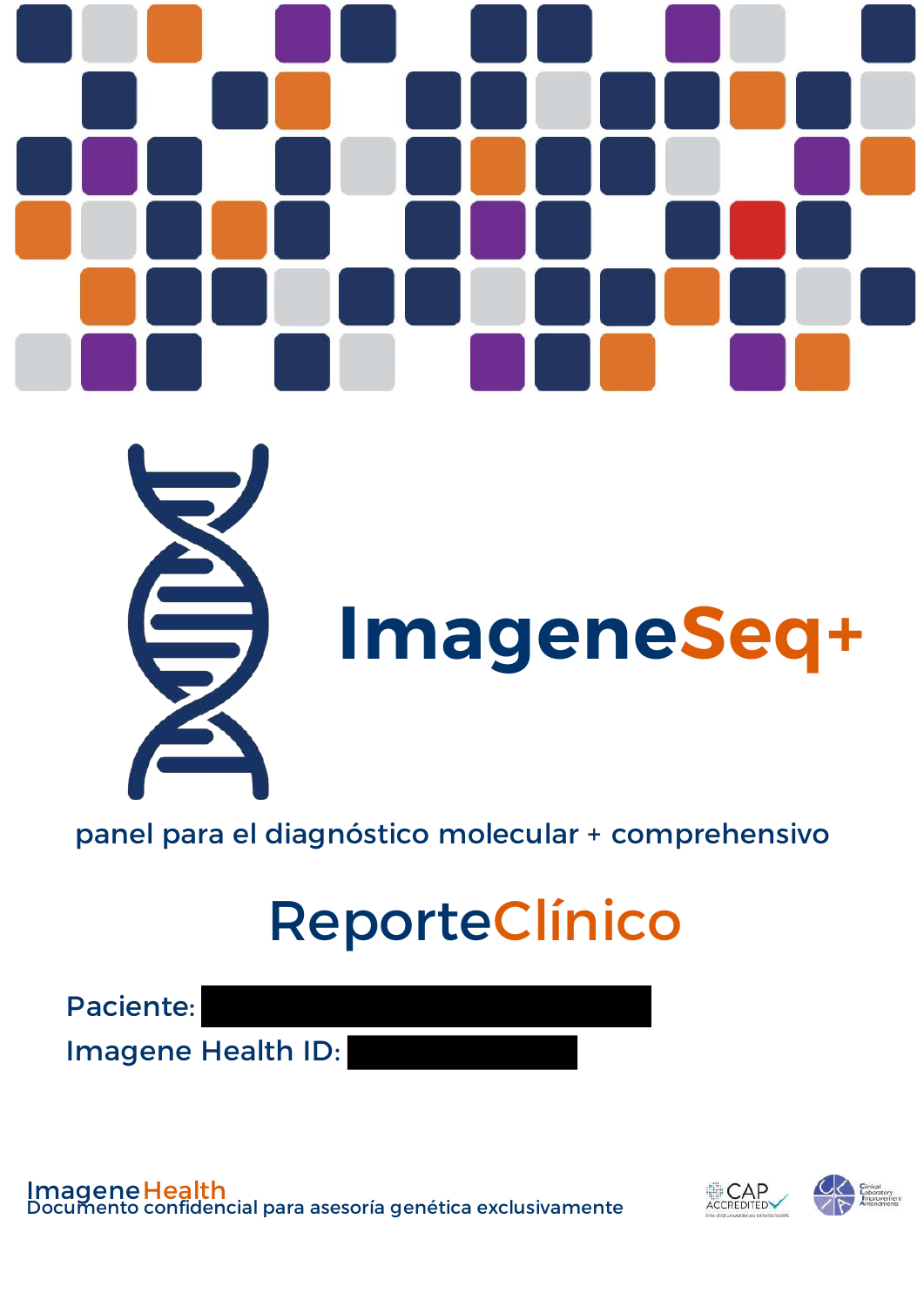# ImageneSeq+

panel para el diagnóstico molecular + comprehensivo

## ReporteClínico

Paciente: 

Imagene Health ID: 

ImageneHealth

Documento confidencial para asesoría genética exclusivamente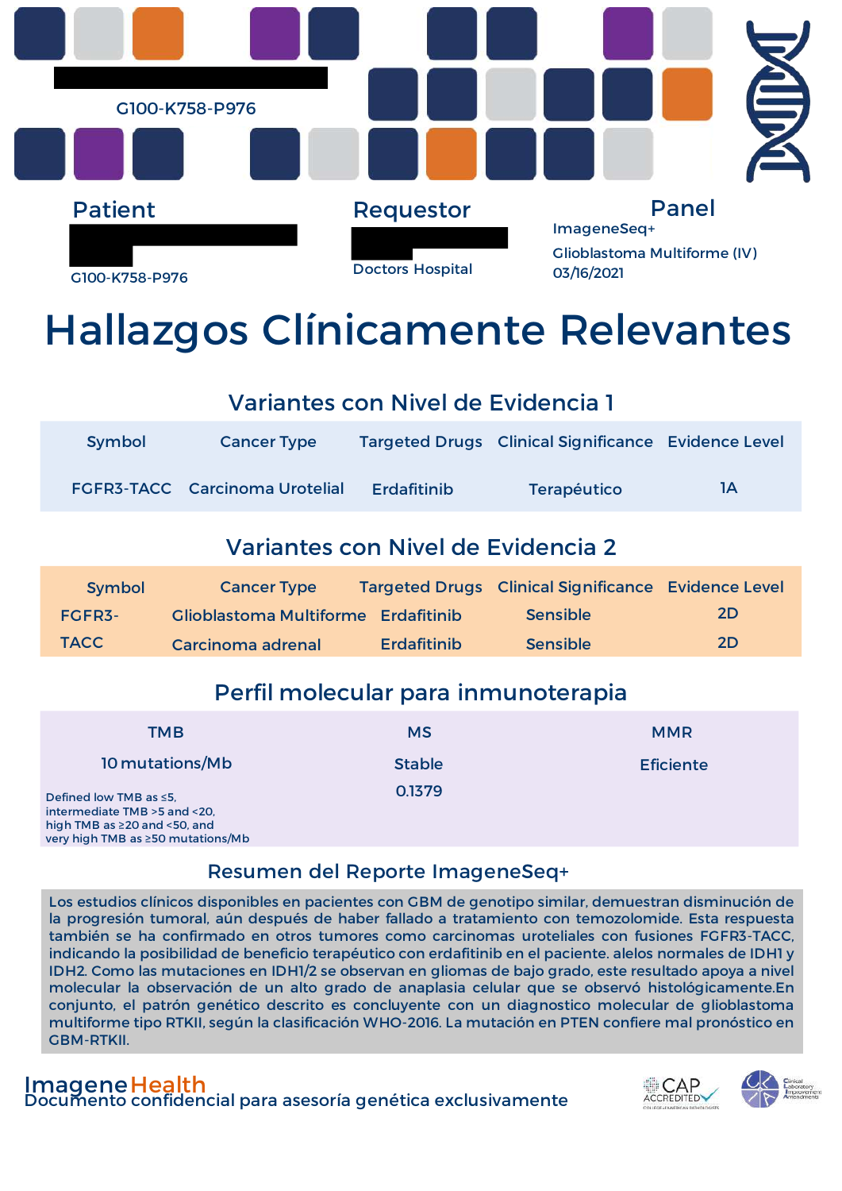G100-K758-P976

| Patient | Requestor | Panel |
|---|---|---|
| G100-K758-P976 | Doctors Hospital | ImageneSeq+ |
| | | Glioblastoma Multiforme (IV) |
| | | 03/16/2021 |

# Hallazgos Clínicamente Relevantes

## Variantes con Nivel de Evidencia 1

| Symbol | Cancer Type | Targeted Drugs | Clinical Significance | Evidence Level |
|---|---|---|---|---|
| FGFR3-TACC | Carcinoma Urotelial | Erdafitinib | Terapéutico | 1A |

## Variantes con Nivel de Evidencia 2

| Symbol | Cancer Type | Targeted Drugs | Clinical Significance | Evidence Level |
|---|---|---|---|---|
| FGFR3-TACC | Glioblastoma Multiforme | Erdafitinib | Sensible | 2D |
| | Carcinoma adrenal | Erdafitinib | Sensible | 2D |

## Perfil molecular para inmunoterapia

| TMB | MS | MMR |
|---|---|---|
| 10 mutations/Mb | Stable | Eficiente |
| | 0.1379 | |

Defined low TMB as ≤5, intermediate TMB >5 and <20, high TMB as ≥20 and <50, and very high TMB as ≥50 mutations/Mb

## Resumen del Reporte ImageneSeq+

Los estudios clínicos disponibles en pacientes con GBM de genotipo similar, demuestran disminución de la progresión tumoral, aún después de haber fallado a tratamiento con temozolomide. Esta respuesta también se ha confirmado en otros tumores como carcinomas uroteliales con fusiones FGFR3-TACC, indicando la posibilidad de beneficio terapéutico con erdafitinib en el paciente. alelos normales de IDH1 y IDH2. Como las mutaciones en IDH1/2 se observan en gliomas de bajo grado, este resultado apoya a nivel molecular la observación de un alto grado de anaplasia celular que se observó histológicamente.En conjunto, el patrón genético descrito es concluyente con un diagnostico molecular de glioblastoma multiforme tipo RTKII, según la clasificación WHO-2016. La mutación en PTEN confiere mal pronóstico en GBM-RTKII.

ImageneHealth
Documento confidencial para asesoría genética exclusivamente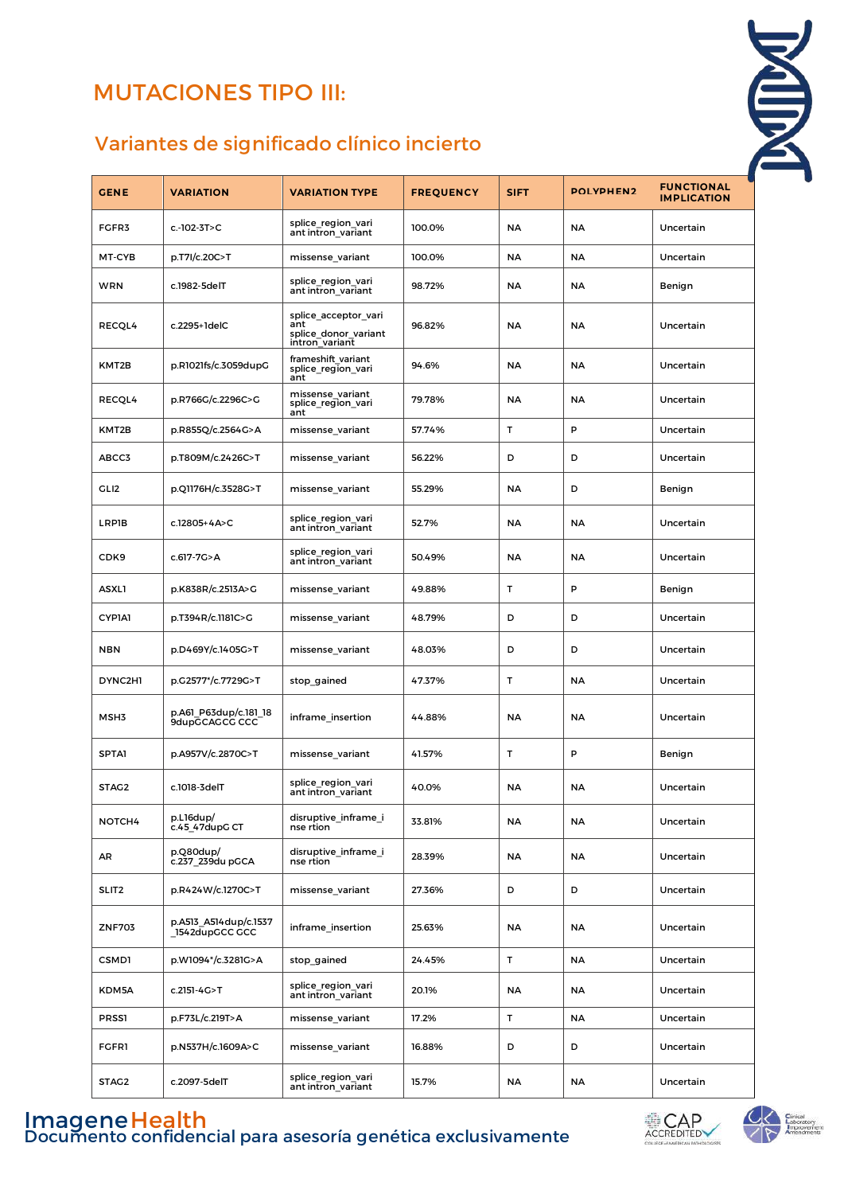# MUTACIONES TIPO III:

## Variantes de significado clínico incierto

| GENE | VARIATION | VARIATION TYPE | FREQUENCY | SIFT | POLYPHEN2 | FUNCTIONAL IMPLICATION |
|---|---|---|---|---|---|---|
| FGFR3 | c.-102-3T>C | splice_region_variant intron_variant | 100.0% | NA | NA | Uncertain |
| MT-CYB | p.T7I/c.20C>T | missense_variant | 100.0% | NA | NA | Uncertain |
| WRN | c.1982-5delT | splice_region_variant intron_variant | 98.72% | NA | NA | Benign |
| RECQL4 | c.2295+1delC | splice_acceptor_variant splice_donor_variant intron_variant | 96.82% | NA | NA | Uncertain |
| KMT2B | p.R1021fs/c.3059dupG | frameshift_variant splice_region_variant | 94.6% | NA | NA | Uncertain |
| RECQL4 | p.R766G/c.2296C>G | missense_variant splice_region_variant | 79.78% | NA | NA | Uncertain |
| KMT2B | p.R855Q/c.2564G>A | missense_variant | 57.74% | T | P | Uncertain |
| ABCC3 | p.T809M/c.2426C>T | missense_variant | 56.22% | D | D | Uncertain |
| GLI2 | p.Q1176H/c.3528G>T | missense_variant | 55.29% | NA | D | Benign |
| LRP1B | c.12805+4A>C | splice_region_variant intron_variant | 52.7% | NA | NA | Uncertain |
| CDK9 | c.617-7G>A | splice_region_variant intron_variant | 50.49% | NA | NA | Uncertain |
| ASXL1 | p.K838R/c.2513A>G | missense_variant | 49.88% | T | P | Benign |
| CYP1A1 | p.T394R/c.1181C>G | missense_variant | 48.79% | D | D | Uncertain |
| NBN | p.D469Y/c.1405G>T | missense_variant | 48.03% | D | D | Uncertain |
| DYNC2H1 | p.G2577*/c.7729G>T | stop_gained | 47.37% | T | NA | Uncertain |
| MSH3 | p.A61_P63dup/c.181_189dupGCAGCG CCC | inframe_insertion | 44.88% | NA | NA | Uncertain |
| SPTA1 | p.A957V/c.2870C>T | missense_variant | 41.57% | T | P | Benign |
| STAG2 | c.1018-3delT | splice_region_variant intron_variant | 40.0% | NA | NA | Uncertain |
| NOTCH4 | p.L16dup/ c.45_47dupG CT | disruptive_inframe_insertion | 33.81% | NA | NA | Uncertain |
| AR | p.Q80dup/ c.237_239du pGCA | disruptive_inframe_insertion | 28.39% | NA | NA | Uncertain |
| SLIT2 | p.R424W/c.1270C>T | missense_variant | 27.36% | D | D | Uncertain |
| ZNF703 | p.A513_A514dup/c.1537_1542dupGCC GCC | inframe_insertion | 25.63% | NA | NA | Uncertain |
| CSMD1 | p.W1094*/c.3281G>A | stop_gained | 24.45% | T | NA | Uncertain |
| KDM5A | c.2151-4G>T | splice_region_variant intron_variant | 20.1% | NA | NA | Uncertain |
| PRSS1 | p.F73L/c.219T>A | missense_variant | 17.2% | T | NA | Uncertain |
| FGFR1 | p.N537H/c.1609A>C | missense_variant | 16.88% | D | D | Uncertain |
| STAG2 | c.2097-5delT | splice_region_variant intron_variant | 15.7% | NA | NA | Uncertain |

ImageneHealth
Documento confidencial para asesoría genética exclusivamente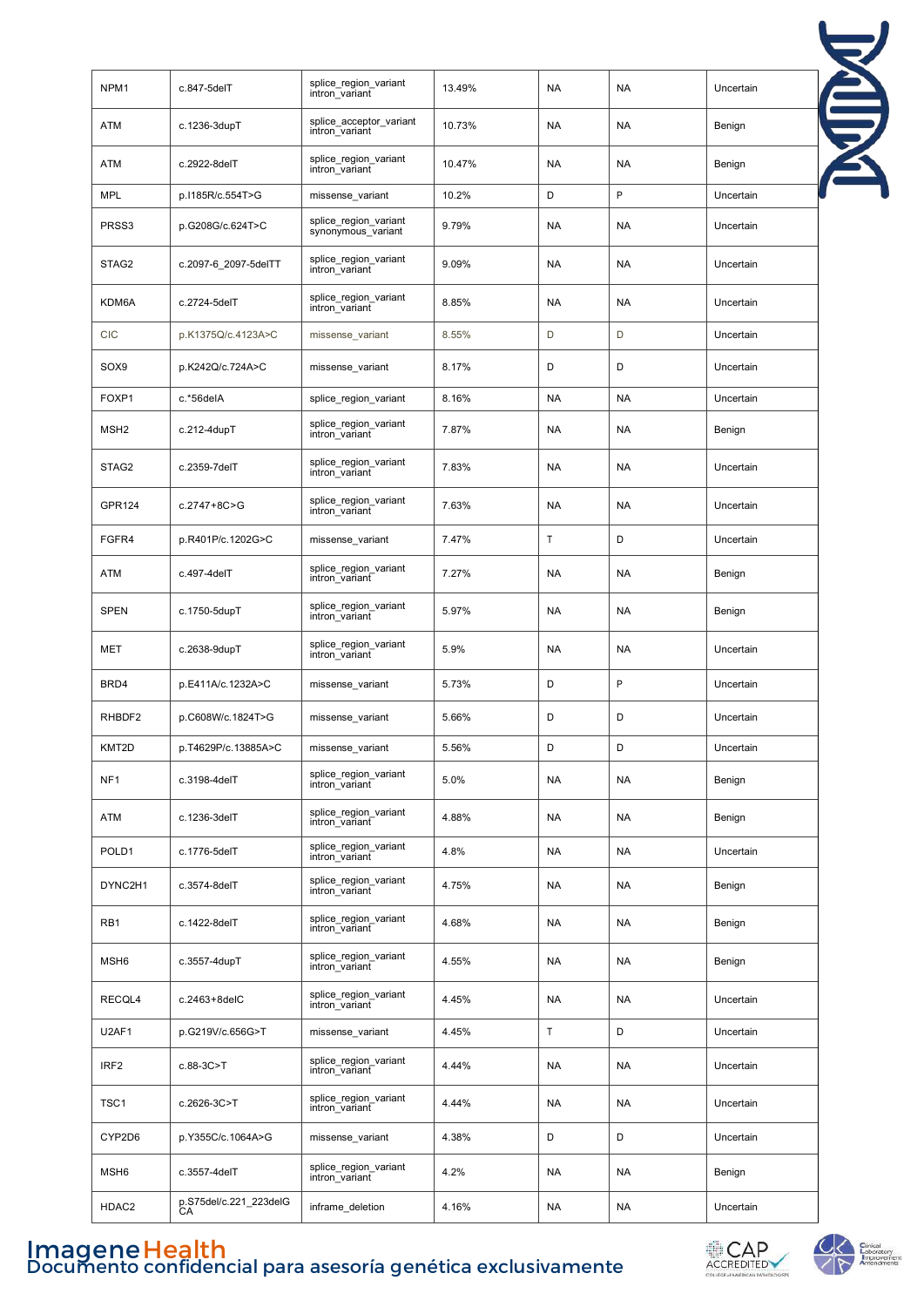| NPM1 | c.847-5delT | splice_region_variant intron_variant | 13.49% | NA | NA | Uncertain |
|---|---|---|---|---|---|---|
| ATM | c.1236-3dupT | splice_acceptor_variant intron_variant | 10.73% | NA | NA | Benign |
| ATM | c.2922-8delT | splice_region_variant intron_variant | 10.47% | NA | NA | Benign |
| MPL | p.I185R/c.554T>G | missense_variant | 10.2% | D | P | Uncertain |
| PRSS3 | p.G208G/c.624T>C | splice_region_variant synonymous_variant | 9.79% | NA | NA | Uncertain |
| STAG2 | c.2097-6_2097-5delTT | splice_region_variant intron_variant | 9.09% | NA | NA | Uncertain |
| KDM6A | c.2724-5delT | splice_region_variant intron_variant | 8.85% | NA | NA | Uncertain |
| CIC | p.K1375Q/c.4123A>C | missense_variant | 8.55% | D | D | Uncertain |
| SOX9 | p.K242Q/c.724A>C | missense_variant | 8.17% | D | D | Uncertain |
| FOXP1 | c.*56delA | splice_region_variant | 8.16% | NA | NA | Uncertain |
| MSH2 | c.212-4dupT | splice_region_variant intron_variant | 7.87% | NA | NA | Benign |
| STAG2 | c.2359-7delT | splice_region_variant intron_variant | 7.83% | NA | NA | Uncertain |
| GPR124 | c.2747+8C>G | splice_region_variant intron_variant | 7.63% | NA | NA | Uncertain |
| FGFR4 | p.R401P/c.1202G>C | missense_variant | 7.47% | T | D | Uncertain |
| ATM | c.497-4delT | splice_region_variant intron_variant | 7.27% | NA | NA | Benign |
| SPEN | c.1750-5dupT | splice_region_variant intron_variant | 5.97% | NA | NA | Benign |
| MET | c.2638-9dupT | splice_region_variant intron_variant | 5.9% | NA | NA | Uncertain |
| BRD4 | p.E411A/c.1232A>C | missense_variant | 5.73% | D | P | Uncertain |
| RHBDF2 | p.C608W/c.1824T>G | missense_variant | 5.66% | D | D | Uncertain |
| KMT2D | p.T4629P/c.13885A>C | missense_variant | 5.56% | D | D | Uncertain |
| NF1 | c.3198-4delT | splice_region_variant intron_variant | 5.0% | NA | NA | Benign |
| ATM | c.1236-3delT | splice_region_variant intron_variant | 4.88% | NA | NA | Benign |
| POLD1 | c.1776-5delT | splice_region_variant intron_variant | 4.8% | NA | NA | Uncertain |
| DYNC2H1 | c.3574-8delT | splice_region_variant intron_variant | 4.75% | NA | NA | Benign |
| RB1 | c.1422-8delT | splice_region_variant intron_variant | 4.68% | NA | NA | Benign |
| MSH6 | c.3557-4dupT | splice_region_variant intron_variant | 4.55% | NA | NA | Benign |
| RECQL4 | c.2463+8delC | splice_region_variant intron_variant | 4.45% | NA | NA | Uncertain |
| U2AF1 | p.G219V/c.656G>T | missense_variant | 4.45% | T | D | Uncertain |
| IRF2 | c.88-3C>T | splice_region_variant intron_variant | 4.44% | NA | NA | Uncertain |
| TSC1 | c.2626-3C>T | splice_region_variant intron_variant | 4.44% | NA | NA | Uncertain |
| CYP2D6 | p.Y355C/c.1064A>G | missense_variant | 4.38% | D | D | Uncertain |
| MSH6 | c.3557-4delT | splice_region_variant intron_variant | 4.2% | NA | NA | Benign |
| HDAC2 | p.S75del/c.221_223delGCA | inframe_deletion | 4.16% | NA | NA | Uncertain |

ImageneHealth
Documento confidencial para asesoría genética exclusivamente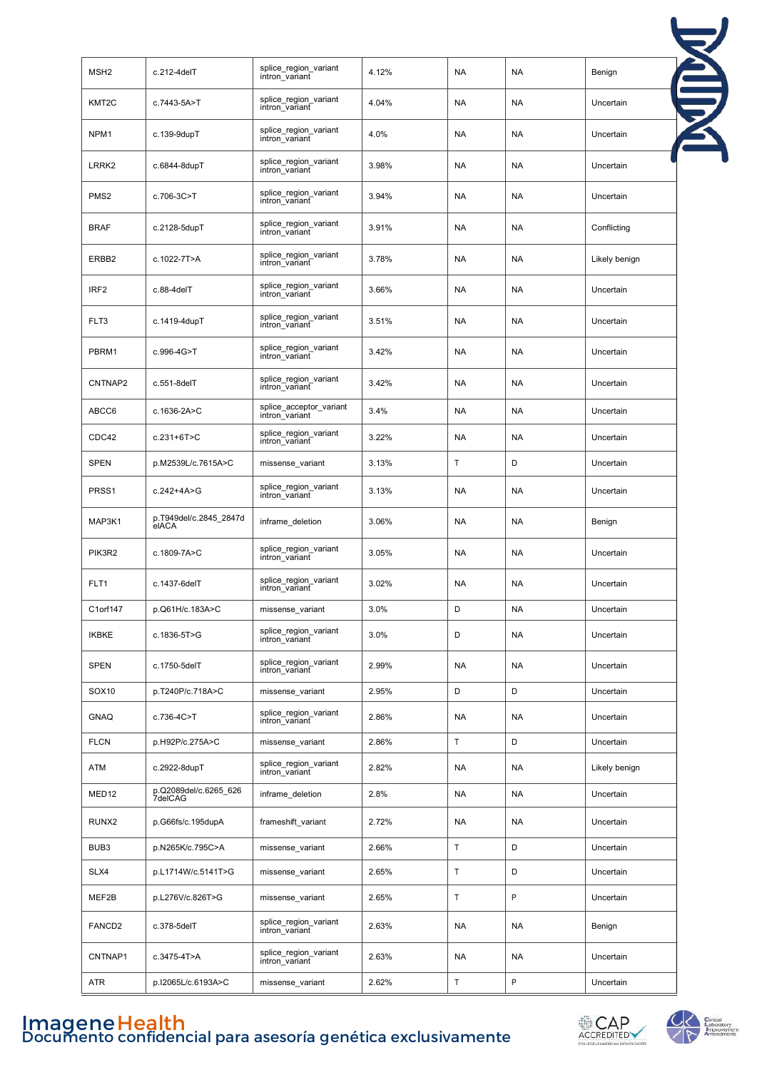| MSH2 | c.212-4delT | splice_region_variant intron_variant | 4.12% | NA | NA | Benign |
|---|---|---|---|---|---|---|
| KMT2C | c.7443-5A>T | splice_region_variant intron_variant | 4.04% | NA | NA | Uncertain |
| NPM1 | c.139-9dupT | splice_region_variant intron_variant | 4.0% | NA | NA | Uncertain |
| LRRK2 | c.6844-8dupT | splice_region_variant intron_variant | 3.98% | NA | NA | Uncertain |
| PMS2 | c.706-3C>T | splice_region_variant intron_variant | 3.94% | NA | NA | Uncertain |
| BRAF | c.2128-5dupT | splice_region_variant intron_variant | 3.91% | NA | NA | Conflicting |
| ERBB2 | c.1022-7T>A | splice_region_variant intron_variant | 3.78% | NA | NA | Likely benign |
| IRF2 | c.88-4delT | splice_region_variant intron_variant | 3.66% | NA | NA | Uncertain |
| FLT3 | c.1419-4dupT | splice_region_variant intron_variant | 3.51% | NA | NA | Uncertain |
| PBRM1 | c.996-4G>T | splice_region_variant intron_variant | 3.42% | NA | NA | Uncertain |
| CNTNAP2 | c.551-8delT | splice_region_variant intron_variant | 3.42% | NA | NA | Uncertain |
| ABCC6 | c.1636-2A>C | splice_acceptor_variant intron_variant | 3.4% | NA | NA | Uncertain |
| CDC42 | c.231+6T>C | splice_region_variant intron_variant | 3.22% | NA | NA | Uncertain |
| SPEN | p.M2539L/c.7615A>C | missense_variant | 3.13% | T | D | Uncertain |
| PRSS1 | c.242+4A>G | splice_region_variant intron_variant | 3.13% | NA | NA | Uncertain |
| MAP3K1 | p.T949del/c.2845_2847delACA | inframe_deletion | 3.06% | NA | NA | Benign |
| PIK3R2 | c.1809-7A>C | splice_region_variant intron_variant | 3.05% | NA | NA | Uncertain |
| FLT1 | c.1437-6delT | splice_region_variant intron_variant | 3.02% | NA | NA | Uncertain |
| C1orf147 | p.Q61H/c.183A>C | missense_variant | 3.0% | D | NA | Uncertain |
| IKBKE | c.1836-5T>G | splice_region_variant intron_variant | 3.0% | D | NA | Uncertain |
| SPEN | c.1750-5delT | splice_region_variant intron_variant | 2.99% | NA | NA | Uncertain |
| SOX10 | p.T240P/c.718A>C | missense_variant | 2.95% | D | D | Uncertain |
| GNAQ | c.736-4C>T | splice_region_variant intron_variant | 2.86% | NA | NA | Uncertain |
| FLCN | p.H92P/c.275A>C | missense_variant | 2.86% | T | D | Uncertain |
| ATM | c.2922-8dupT | splice_region_variant intron_variant | 2.82% | NA | NA | Likely benign |
| MED12 | p.Q2089del/c.6265_6267delCAG | inframe_deletion | 2.8% | NA | NA | Uncertain |
| RUNX2 | p.G66fs/c.195dupA | frameshift_variant | 2.72% | NA | NA | Uncertain |
| BUB3 | p.N265K/c.795C>A | missense_variant | 2.66% | T | D | Uncertain |
| SLX4 | p.L1714W/c.5141T>G | missense_variant | 2.65% | T | D | Uncertain |
| MEF2B | p.L276V/c.826T>G | missense_variant | 2.65% | T | P | Uncertain |
| FANCD2 | c.378-5delT | splice_region_variant intron_variant | 2.63% | NA | NA | Benign |
| CNTNAP1 | c.3475-4T>A | splice_region_variant intron_variant | 2.63% | NA | NA | Uncertain |
| ATR | p.I2065L/c.6193A>C | missense_variant | 2.62% | T | P | Uncertain |

Imagene Health
Documento confidencial para asesoría genética exclusivamente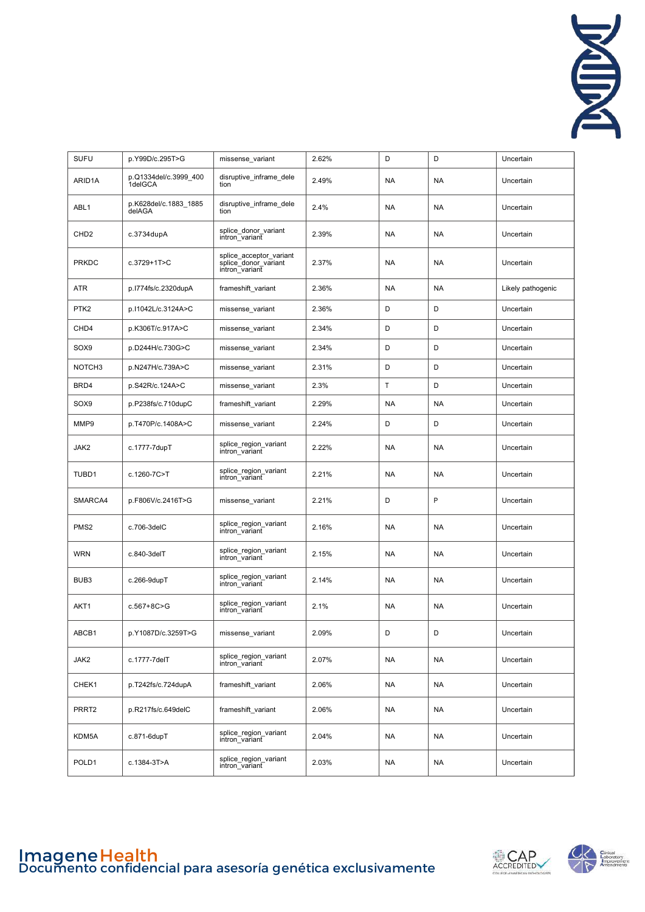| SUFU | p.Y99D/c.295T>G | missense_variant | 2.62% | D | D | Uncertain |
|---|---|---|---|---|---|---|
| ARID1A | p.Q1334del/c.3999_4001delGCA | disruptive_inframe_deletion | 2.49% | NA | NA | Uncertain |
| ABL1 | p.K628del/c.1883_1885delAGA | disruptive_inframe_deletion | 2.4% | NA | NA | Uncertain |
| CHD2 | c.3734dupA | splice_donor_variant intron_variant | 2.39% | NA | NA | Uncertain |
| PRKDC | c.3729+1T>C | splice_acceptor_variant splice_donor_variant intron_variant | 2.37% | NA | NA | Uncertain |
| ATR | p.I774fs/c.2320dupA | frameshift_variant | 2.36% | NA | NA | Likely pathogenic |
| PTK2 | p.I1042L/c.3124A>C | missense_variant | 2.36% | D | D | Uncertain |
| CHD4 | p.K306T/c.917A>C | missense_variant | 2.34% | D | D | Uncertain |
| SOX9 | p.D244H/c.730G>C | missense_variant | 2.34% | D | D | Uncertain |
| NOTCH3 | p.N247H/c.739A>C | missense_variant | 2.31% | D | D | Uncertain |
| BRD4 | p.S42R/c.124A>C | missense_variant | 2.3% | T | D | Uncertain |
| SOX9 | p.P238fs/c.710dupC | frameshift_variant | 2.29% | NA | NA | Uncertain |
| MMP9 | p.T470P/c.1408A>C | missense_variant | 2.24% | D | D | Uncertain |
| JAK2 | c.1777-7dupT | splice_region_variant intron_variant | 2.22% | NA | NA | Uncertain |
| TUBD1 | c.1260-7C>T | splice_region_variant intron_variant | 2.21% | NA | NA | Uncertain |
| SMARCA4 | p.F806V/c.2416T>G | missense_variant | 2.21% | D | P | Uncertain |
| PMS2 | c.706-3delC | splice_region_variant intron_variant | 2.16% | NA | NA | Uncertain |
| WRN | c.840-3delT | splice_region_variant intron_variant | 2.15% | NA | NA | Uncertain |
| BUB3 | c.266-9dupT | splice_region_variant intron_variant | 2.14% | NA | NA | Uncertain |
| AKT1 | c.567+8C>G | splice_region_variant intron_variant | 2.1% | NA | NA | Uncertain |
| ABCB1 | p.Y1087D/c.3259T>G | missense_variant | 2.09% | D | D | Uncertain |
| JAK2 | c.1777-7delT | splice_region_variant intron_variant | 2.07% | NA | NA | Uncertain |
| CHEK1 | p.T242fs/c.724dupA | frameshift_variant | 2.06% | NA | NA | Uncertain |
| PRRT2 | p.R217fs/c.649delC | frameshift_variant | 2.06% | NA | NA | Uncertain |
| KDM5A | c.871-6dupT | splice_region_variant intron_variant | 2.04% | NA | NA | Uncertain |
| POLD1 | c.1384-3T>A | splice_region_variant intron_variant | 2.03% | NA | NA | Uncertain |

ImageneHealth
Documento confidencial para asesoría genética exclusivamente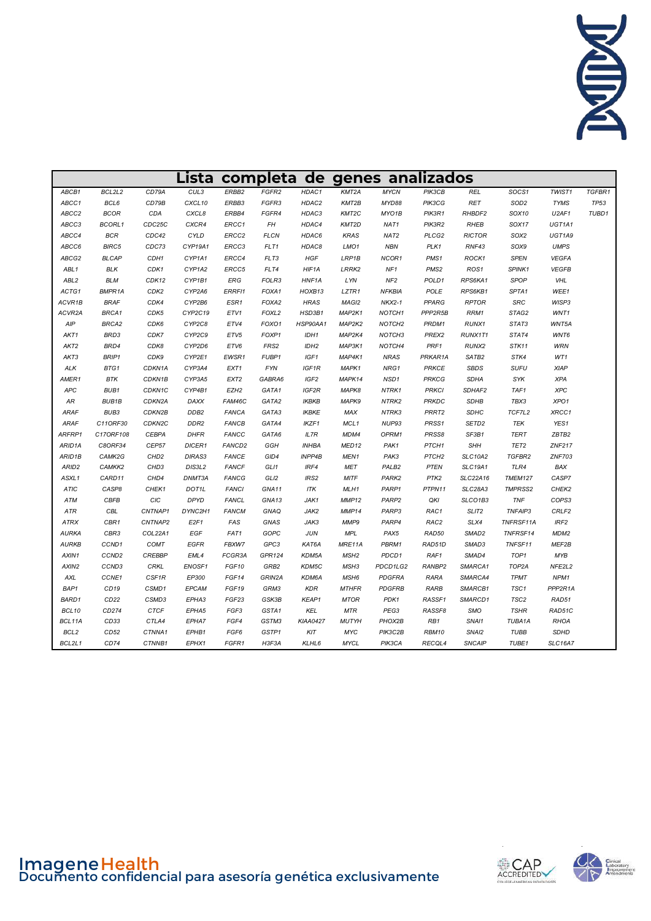# Lista completa de genes analizados

| | | | | | | | | | | | | | |
|---|---|---|---|---|---|---|---|---|---|---|---|---|---|
| ABCB1 | BCL2L2 | CD79A | CUL3 | ERBB2 | FGFR2 | HDAC1 | KMT2A | MYCN | PIK3CB | REL | SOCS1 | TWIST1 | TGFBR1 |
| ABCC1 | BCL6 | CD79B | CXCL10 | ERBB3 | FGFR3 | HDAC2 | KMT2B | MYD88 | PIK3CG | RET | SOD2 | TYMS | TP53 |
| ABCC2 | BCOR | CDA | CXCL8 | ERBB4 | FGFR4 | HDAC3 | KMT2C | MYO1B | PIK3R1 | RHBDF2 | SOX10 | U2AF1 | TUBD1 |
| ABCC3 | BCORL1 | CDC25C | CXCR4 | ERCC1 | FH | HDAC4 | KMT2D | NAT1 | PIK3R2 | RHEB | SOX17 | UGT1A1 | |
| ABCC4 | BCR | CDC42 | CYLD | ERCC2 | FLCN | HDAC6 | KRAS | NAT2 | PLCG2 | RICTOR | SOX2 | UGT1A9 | |
| ABCC6 | BIRC5 | CDC73 | CYP19A1 | ERCC3 | FLT1 | HDAC8 | LMO1 | NBN | PLK1 | RNF43 | SOX9 | UMPS | |
| ABCG2 | BLCAP | CDH1 | CYP1A1 | ERCC4 | FLT3 | HGF | LRP1B | NCOR1 | PMS1 | ROCK1 | SPEN | VEGFA | |
| ABL1 | BLK | CDK1 | CYP1A2 | ERCC5 | FLT4 | HIF1A | LRRK2 | NF1 | PMS2 | ROS1 | SPINK1 | VEGFB | |
| ABL2 | BLM | CDK12 | CYP1B1 | ERG | FOLR3 | HNF1A | LYN | NF2 | POLD1 | RPS6KA1 | SPOP | VHL | |
| ACTG1 | BMPR1A | CDK2 | CYP2A6 | ERRFI1 | FOXA1 | HOXB13 | LZTR1 | NFKBIA | POLE | RPS6KB1 | SPTA1 | WEE1 | |
| ACVR1B | BRAF | CDK4 | CYP2B6 | ESR1 | FOXA2 | HRAS | MAGI2 | NKX2-1 | PPARG | RPTOR | SRC | WISP3 | |
| ACVR2A | BRCA1 | CDK5 | CYP2C19 | ETV1 | FOXL2 | HSD3B1 | MAP2K1 | NOTCH1 | PPP2R5B | RRM1 | STAG2 | WNT1 | |
| AIP | BRCA2 | CDK6 | CYP2C8 | ETV4 | FOXO1 | HSP90AA1 | MAP2K2 | NOTCH2 | PRDM1 | RUNX1 | STAT3 | WNT5A | |
| AKT1 | BRD3 | CDK7 | CYP2C9 | ETV5 | FOXP1 | IDH1 | MAP2K4 | NOTCH3 | PREX2 | RUNX1T1 | STAT4 | WNT6 | |
| AKT2 | BRD4 | CDK8 | CYP2D6 | ETV6 | FRS2 | IDH2 | MAP3K1 | NOTCH4 | PRF1 | RUNX2 | STK11 | WRN | |
| AKT3 | BRIP1 | CDK9 | CYP2E1 | EWSR1 | FUBP1 | IGF1 | MAP4K1 | NRAS | PRKAR1A | SATB2 | STK4 | WT1 | |
| ALK | BTG1 | CDKN1A | CYP3A4 | EXT1 | FYN | IGF1R | MAPK1 | NRG1 | PRKCE | SBDS | SUFU | XIAP | |
| AMER1 | BTK | CDKN1B | CYP3A5 | EXT2 | GABRA6 | IGF2 | MAPK14 | NSD1 | PRKCG | SDHA | SYK | XPA | |
| APC | BUB1 | CDKN1C | CYP4B1 | EZH2 | GATA1 | IGF2R | MAPK8 | NTRK1 | PRKCI | SDHAF2 | TAF1 | XPC | |
| AR | BUB1B | CDKN2A | DAXX | FAM46C | GATA2 | IKBKB | MAPK9 | NTRK2 | PRKDC | SDHB | TBX3 | XPO1 | |
| ARAF | BUB3 | CDKN2B | DDB2 | FANCA | GATA3 | IKBKE | MAX | NTRK3 | PRRT2 | SDHC | TCF7L2 | XRCC1 | |
| ARAF | C11ORF30 | CDKN2C | DDR2 | FANCB | GATA4 | IKZF1 | MCL1 | NUP93 | PRSS1 | SETD2 | TEK | YES1 | |
| ARFRP1 | C17ORF108 | CEBPA | DHFR | FANCC | GATA6 | IL7R | MDM4 | OPRM1 | PRSS8 | SF3B1 | TERT | ZBTB2 | |
| ARID1A | C8ORF34 | CEP57 | DICER1 | FANCD2 | GGH | INHBA | MED12 | PAK1 | PTCH1 | SHH | TET2 | ZNF217 | |
| ARID1B | CAMK2G | CHD2 | DIRAS3 | FANCE | GID4 | INPP4B | MEN1 | PAK3 | PTCH2 | SLC10A2 | TGFBR2 | ZNF703 | |
| ARID2 | CAMKK2 | CHD3 | DIS3L2 | FANCF | GLI1 | IRF4 | MET | PALB2 | PTEN | SLC19A1 | TLR4 | BAX | |
| ASXL1 | CARD11 | CHD4 | DNMT3A | FANCG | GLI2 | IRS2 | MITF | PARK2 | PTK2 | SLC22A16 | TMEM127 | CASP7 | |
| ATIC | CASP8 | CHEK1 | DOT1L | FANCI | GNA11 | ITK | MLH1 | PARP1 | PTPN11 | SLC28A3 | TMPRSS2 | CHEK2 | |
| ATM | CBFB | CIC | DPYD | FANCL | GNA13 | JAK1 | MMP12 | PARP2 | QKI | SLCO1B3 | TNF | COPS3 | |
| ATR | CBL | CNTNAP1 | DYNC2H1 | FANCM | GNAQ | JAK2 | MMP14 | PARP3 | RAC1 | SLIT2 | TNFAIP3 | CRLF2 | |
| ATRX | CBR1 | CNTNAP2 | E2F1 | FAS | GNAS | JAK3 | MMP9 | PARP4 | RAC2 | SLX4 | TNFRSF11A | IRF2 | |
| AURKA | CBR3 | COL22A1 | EGF | FAT1 | GOPC | JUN | MPL | PAX5 | RAD50 | SMAD2 | TNFRSF14 | MDM2 | |
| AURKB | CCND1 | COMT | EGFR | FBXW7 | GPC3 | KAT6A | MRE11A | PBRM1 | RAD51D | SMAD3 | TNFSF11 | MEF2B | |
| AXIN1 | CCND2 | CREBBP | EML4 | FCGR3A | GPR124 | KDM5A | MSH2 | PDCD1 | RAF1 | SMAD4 | TOP1 | MYB | |
| AXIN2 | CCND3 | CRKL | ENOSF1 | FGF10 | GRB2 | KDM5C | MSH3 | PDCD1LG2 | RANBP2 | SMARCA1 | TOP2A | NFE2L2 | |
| AXL | CCNE1 | CSF1R | EP300 | FGF14 | GRIN2A | KDM6A | MSH6 | PDGFRA | RARA | SMARCA4 | TPMT | NPM1 | |
| BAP1 | CD19 | CSMD1 | EPCAM | FGF19 | GRM3 | KDR | MTHFR | PDGFRB | RARB | SMARCB1 | TSC1 | PPP2R1A | |
| BARD1 | CD22 | CSMD3 | EPHA3 | FGF23 | GSK3B | KEAP1 | MTOR | PDK1 | RASSF1 | SMARCD1 | TSC2 | RAD51 | |
| BCL10 | CD274 | CTCF | EPHA5 | FGF3 | GSTA1 | KEL | MTR | PEG3 | RASSF8 | SMO | TSHR | RAD51C | |
| BCL11A | CD33 | CTLA4 | EPHA7 | FGF4 | GSTM3 | KIAA0427 | MUTYH | PHOX2B | RB1 | SNAI1 | TUBA1A | RHOA | |
| BCL2 | CD52 | CTNNA1 | EPHB1 | FGF6 | GSTP1 | KIT | MYC | PIK3C2B | RBM10 | SNAI2 | TUBB | SDHD | |
| BCL2L1 | CD74 | CTNNB1 | EPHX1 | FGFR1 | H3F3A | KLHL6 | MYCL | PIK3CA | RECQL4 | SNCAIP | TUBE1 | SLC16A7 | |

ImageneHealth
Documento confidencial para asesoría genética exclusivamente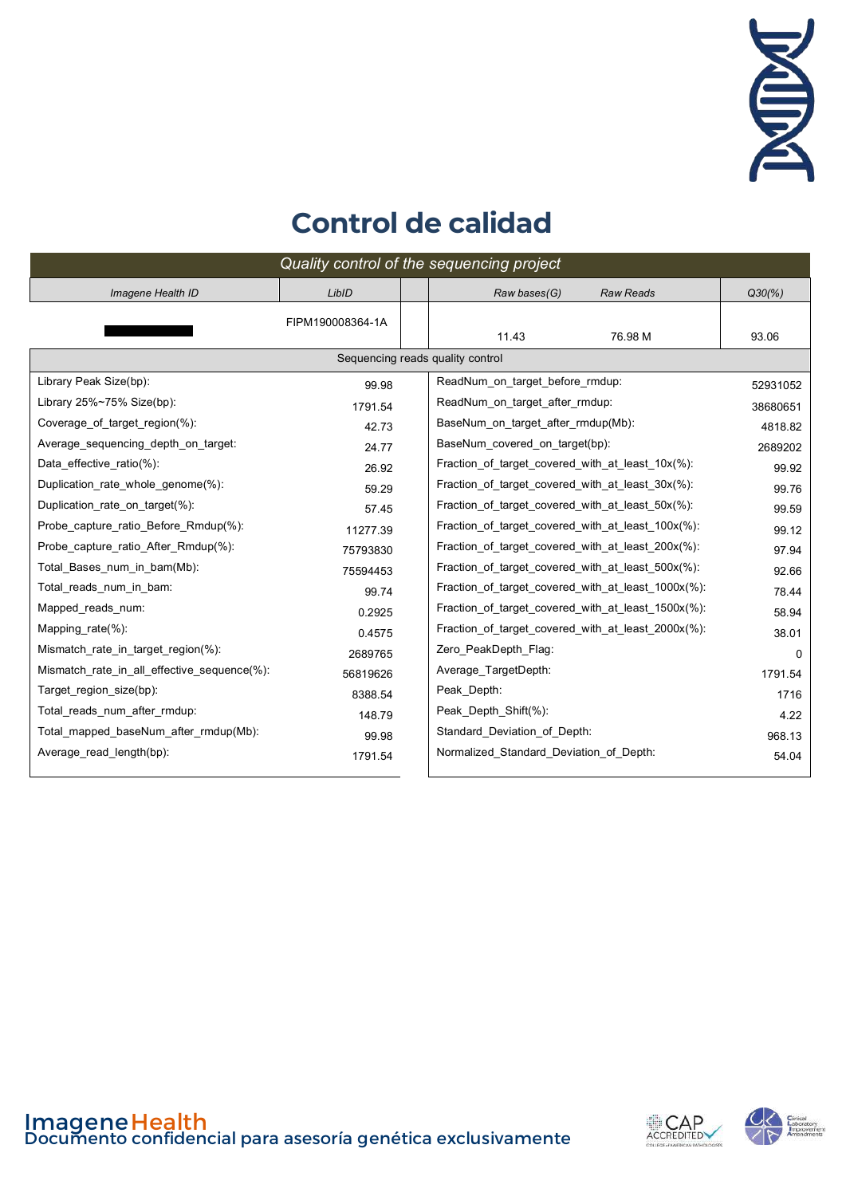# Control de calidad

| *Quality control of the sequencing project* | | | | |
|---|---|---|---|---|
| *Imagene Health ID* | *LibID* | *Raw bases(G)* | *Raw Reads* | *Q30(%)* |
| ████████ | FIPM190008364-1A | 11.43 | 76.98 M | 93.06 |

| Sequencing reads quality control | | | |
|---|---|---|---|
| Library Peak Size(bp): | 99.98 | ReadNum_on_target_before_rmdup: | 52931052 |
| Library 25%~75% Size(bp): | 1791.54 | ReadNum_on_target_after_rmdup: | 38680651 |
| Coverage_of_target_region(%): | 42.73 | BaseNum_on_target_after_rmdup(Mb): | 4818.82 |
| Average_sequencing_depth_on_target: | 24.77 | BaseNum_covered_on_target(bp): | 2689202 |
| Data_effective_ratio(%): | 26.92 | Fraction_of_target_covered_with_at_least_10x(%): | 99.92 |
| Duplication_rate_whole_genome(%): | 59.29 | Fraction_of_target_covered_with_at_least_30x(%): | 99.76 |
| Duplication_rate_on_target(%): | 57.45 | Fraction_of_target_covered_with_at_least_50x(%): | 99.59 |
| Probe_capture_ratio_Before_Rmdup(%): | 11277.39 | Fraction_of_target_covered_with_at_least_100x(%): | 99.12 |
| Probe_capture_ratio_After_Rmdup(%): | 75793830 | Fraction_of_target_covered_with_at_least_200x(%): | 97.94 |
| Total_Bases_num_in_bam(Mb): | 75594453 | Fraction_of_target_covered_with_at_least_500x(%): | 92.66 |
| Total_reads_num_in_bam: | 99.74 | Fraction_of_target_covered_with_at_least_1000x(%): | 78.44 |
| Mapped_reads_num: | 0.2925 | Fraction_of_target_covered_with_at_least_1500x(%): | 58.94 |
| Mapping_rate(%): | 0.4575 | Fraction_of_target_covered_with_at_least_2000x(%): | 38.01 |
| Mismatch_rate_in_target_region(%): | 2689765 | Zero_PeakDepth_Flag: | 0 |
| Mismatch_rate_in_all_effective_sequence(%): | 56819626 | Average_TargetDepth: | 1791.54 |
| Target_region_size(bp): | 8388.54 | Peak_Depth: | 1716 |
| Total_reads_num_after_rmdup: | 148.79 | Peak_Depth_Shift(%): | 4.22 |
| Total_mapped_baseNum_after_rmdup(Mb): | 99.98 | Standard_Deviation_of_Depth: | 968.13 |
| Average_read_length(bp): | 1791.54 | Normalized_Standard_Deviation_of_Depth: | 54.04 |

Imagene Health
Documento confidencial para asesoría genética exclusivamente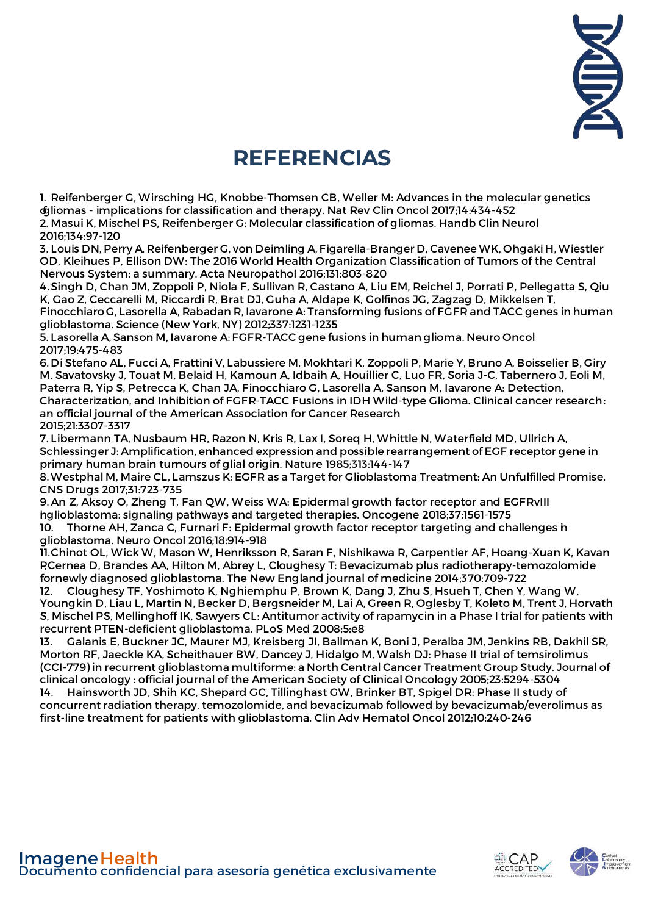# REFERENCIAS

1. Reifenberger G, Wirsching HG, Knobbe-Thomsen CB, Weller M: Advances in the molecular genetics of gliomas - implications for classification and therapy. Nat Rev Clin Oncol 2017;14:434-452
2. Masui K, Mischel PS, Reifenberger G: Molecular classification of gliomas. Handb Clin Neurol 2016;134:97-120
3. Louis DN, Perry A, Reifenberger G, von Deimling A, Figarella-Branger D, Cavenee WK, Ohgaki H, Wiestler OD, Kleihues P, Ellison DW: The 2016 World Health Organization Classification of Tumors of the Central Nervous System: a summary. Acta Neuropathol 2016;131:803-820
4. Singh D, Chan JM, Zoppoli P, Niola F, Sullivan R, Castano A, Liu EM, Reichel J, Porrati P, Pellegatta S, Qiu K, Gao Z, Ceccarelli M, Riccardi R, Brat DJ, Guha A, Aldape K, Golfinos JG, Zagzag D, Mikkelsen T, Finocchiaro G, Lasorella A, Rabadan R, Iavarone A: Transforming fusions of FGFR and TACC genes in human glioblastoma. Science (New York, NY) 2012;337:1231-1235
5. Lasorella A, Sanson M, Iavarone A: FGFR-TACC gene fusions in human glioma. Neuro Oncol 2017;19:475-483
6. Di Stefano AL, Fucci A, Frattini V, Labussiere M, Mokhtari K, Zoppoli P, Marie Y, Bruno A, Boisselier B, Giry M, Savatovsky J, Touat M, Belaid H, Kamoun A, Idbaih A, Houillier C, Luo FR, Soria J-C, Tabernero J, Eoli M, Paterra R, Yip S, Petrecca K, Chan JA, Finocchiaro G, Lasorella A, Sanson M, Iavarone A: Detection, Characterization, and Inhibition of FGFR-TACC Fusions in IDH Wild-type Glioma. Clinical cancer research: an official journal of the American Association for Cancer Research 2015;21:3307-3317
7. Libermann TA, Nusbaum HR, Razon N, Kris R, Lax I, Soreq H, Whittle N, Waterfield MD, Ullrich A, Schlessinger J: Amplification, enhanced expression and possible rearrangement of EGF receptor gene in primary human brain tumours of glial origin. Nature 1985;313:144-147
8. Westphal M, Maire CL, Lamszus K: EGFR as a Target for Glioblastoma Treatment: An Unfulfilled Promise. CNS Drugs 2017;31:723-735
9. An Z, Aksoy O, Zheng T, Fan QW, Weiss WA: Epidermal growth factor receptor and EGFRvIII in glioblastoma: signaling pathways and targeted therapies. Oncogene 2018;37:1561-1575
10. Thorne AH, Zanca C, Furnari F: Epidermal growth factor receptor targeting and challenges in glioblastoma. Neuro Oncol 2016;18:914-918
11. Chinot OL, Wick W, Mason W, Henriksson R, Saran F, Nishikawa R, Carpentier AF, Hoang-Xuan K, Kavan P, Cernea D, Brandes AA, Hilton M, Abrey L, Cloughesy T: Bevacizumab plus radiotherapy-temozolomide for newly diagnosed glioblastoma. The New England journal of medicine 2014;370:709-722
12. Cloughesy TF, Yoshimoto K, Nghiemphu P, Brown K, Dang J, Zhu S, Hsueh T, Chen Y, Wang W, Youngkin D, Liau L, Martin N, Becker D, Bergsneider M, Lai A, Green R, Oglesby T, Koleto M, Trent J, Horvath S, Mischel PS, Mellinghoff IK, Sawyers CL: Antitumor activity of rapamycin in a Phase I trial for patients with recurrent PTEN-deficient glioblastoma. PLoS Med 2008;5:e8
13. Galanis E, Buckner JC, Maurer MJ, Kreisberg JI, Ballman K, Boni J, Peralba JM, Jenkins RB, Dakhil SR, Morton RF, Jaeckle KA, Scheithauer BW, Dancey J, Hidalgo M, Walsh DJ: Phase II trial of temsirolimus (CCI-779) in recurrent glioblastoma multiforme: a North Central Cancer Treatment Group Study. Journal of clinical oncology : official journal of the American Society of Clinical Oncology 2005;23:5294-5304
14. Hainsworth JD, Shih KC, Shepard GC, Tillinghast GW, Brinker BT, Spigel DR: Phase II study of concurrent radiation therapy, temozolomide, and bevacizumab followed by bevacizumab/everolimus as first-line treatment for patients with glioblastoma. Clin Adv Hematol Oncol 2012;10:240-246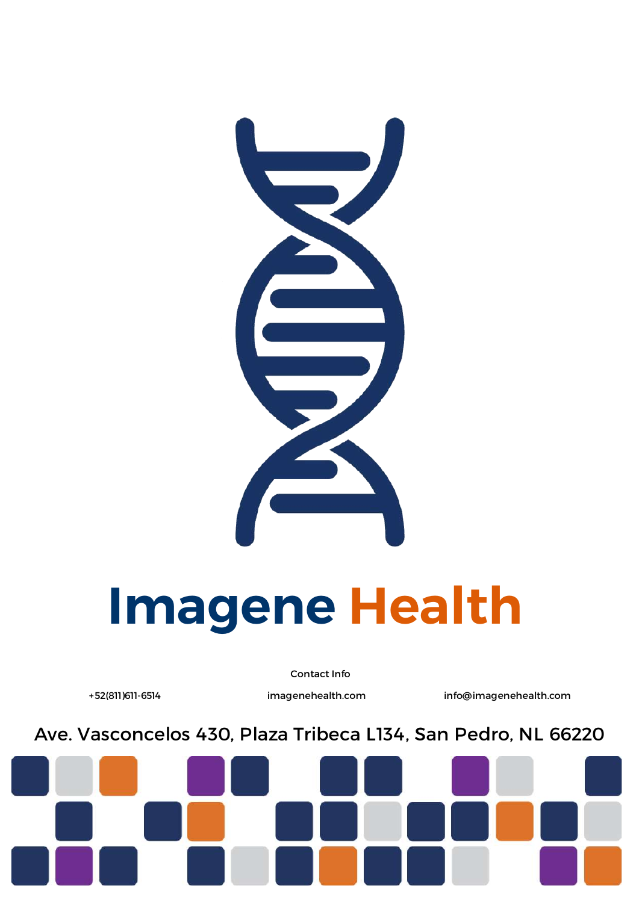# Imagene Health

Contact Info

+52(811)611-6514

imagenehealth.com

info@imagenehealth.com

Ave. Vasconcelos 430, Plaza Tribeca L134, San Pedro, NL 66220